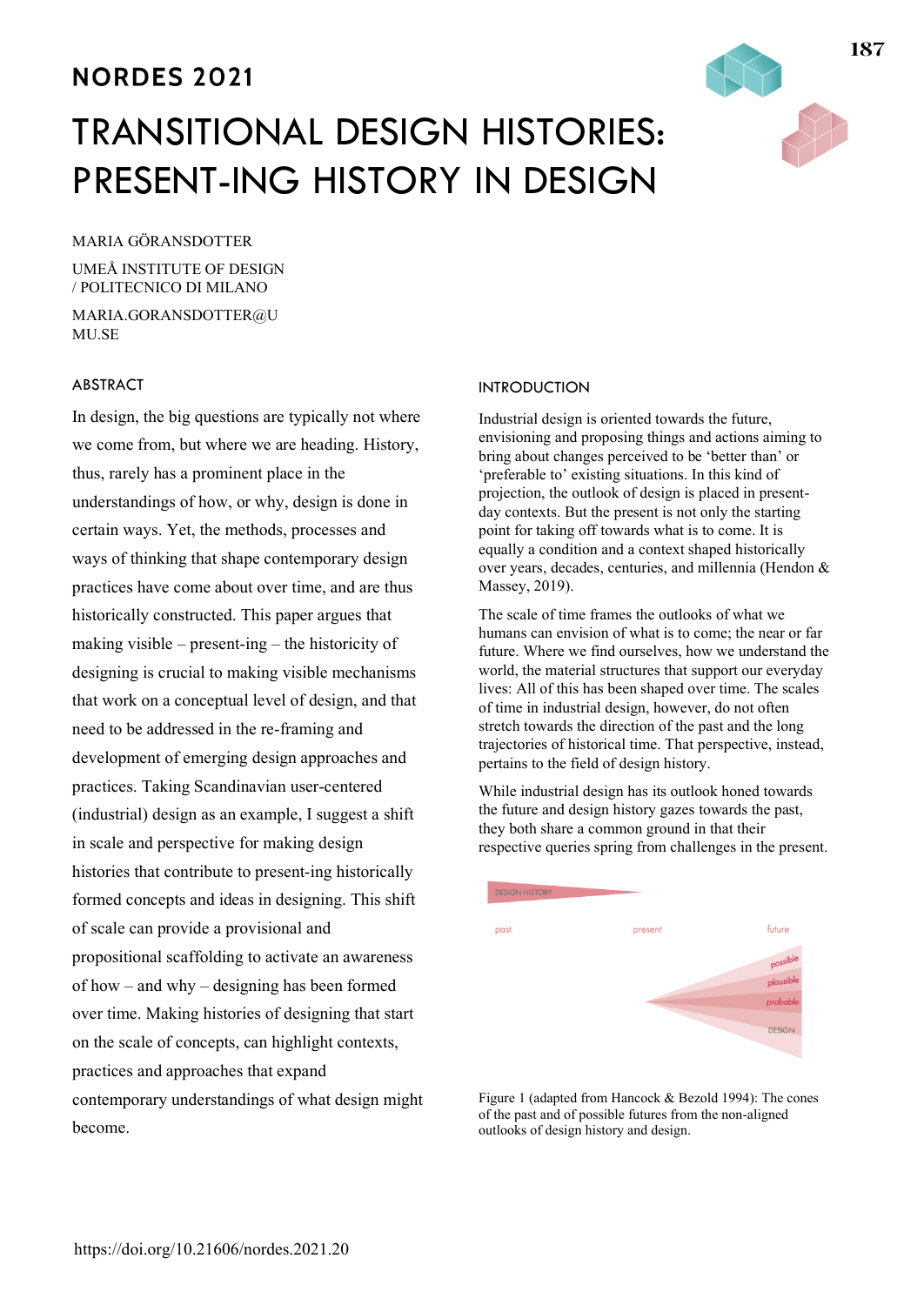NORDES 2021

# TRANSITIONAL DESIGN HISTORIES: PRESENT-ING HISTORY IN DESIGN

MARIA GÖRANSDOTTER

UMEÅ INSTITUTE OF DESIGN / POLITECNICO DI MILANO

MARIA.GORANSDOTTER@UMU.SE

## ABSTRACT

In design, the big questions are typically not where we come from, but where we are heading. History, thus, rarely has a prominent place in the understandings of how, or why, design is done in certain ways. Yet, the methods, processes and ways of thinking that shape contemporary design practices have come about over time, and are thus historically constructed. This paper argues that making visible – present-ing – the historicity of designing is crucial to making visible mechanisms that work on a conceptual level of design, and that need to be addressed in the re-framing and development of emerging design approaches and practices. Taking Scandinavian user-centered (industrial) design as an example, I suggest a shift in scale and perspective for making design histories that contribute to present-ing historically formed concepts and ideas in designing. This shift of scale can provide a provisional and propositional scaffolding to activate an awareness of how – and why – designing has been formed over time. Making histories of designing that start on the scale of concepts, can highlight contexts, practices and approaches that expand contemporary understandings of what design might become.

## INTRODUCTION

Industrial design is oriented towards the future, envisioning and proposing things and actions aiming to bring about changes perceived to be 'better than' or 'preferable to' existing situations. In this kind of projection, the outlook of design is placed in present-day contexts. But the present is not only the starting point for taking off towards what is to come. It is equally a condition and a context shaped historically over years, decades, centuries, and millennia (Hendon & Massey, 2019).

The scale of time frames the outlooks of what we humans can envision of what is to come; the near or far future. Where we find ourselves, how we understand the world, the material structures that support our everyday lives: All of this has been shaped over time. The scales of time in industrial design, however, do not often stretch towards the direction of the past and the long trajectories of historical time. That perspective, instead, pertains to the field of design history.

While industrial design has its outlook honed towards the future and design history gazes towards the past, they both share a common ground in that their respective queries spring from challenges in the present.

Figure 1 (adapted from Hancock & Bezold 1994): The cones of the past and of possible futures from the non-aligned outlooks of design history and design.

https://doi.org/10.21606/nordes.2021.20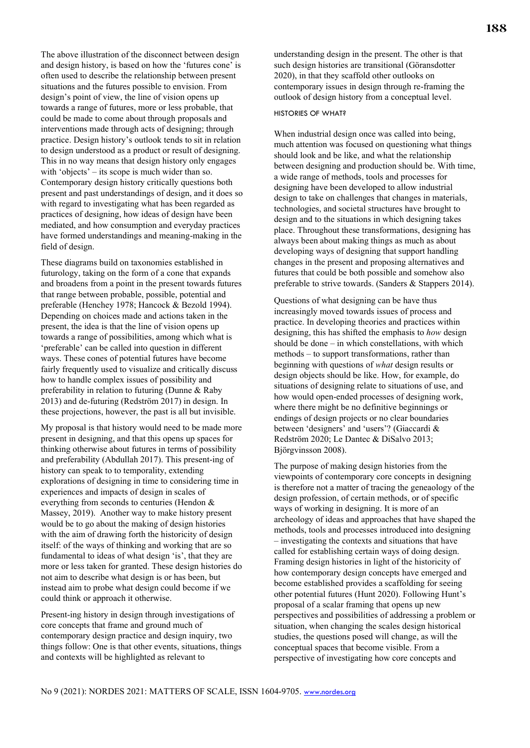The above illustration of the disconnect between design and design history, is based on how the 'futures cone' is often used to describe the relationship between present situations and the futures possible to envision. From design's point of view, the line of vision opens up towards a range of futures, more or less probable, that could be made to come about through proposals and interventions made through acts of designing; through practice. Design history's outlook tends to sit in relation to design understood as a product or result of designing. This in no way means that design history only engages with 'objects' – its scope is much wider than so. Contemporary design history critically questions both present and past understandings of design, and it does so with regard to investigating what has been regarded as practices of designing, how ideas of design have been mediated, and how consumption and everyday practices have formed understandings and meaning-making in the field of design.

These diagrams build on taxonomies established in futurology, taking on the form of a cone that expands and broadens from a point in the present towards futures that range between probable, possible, potential and preferable (Henchey 1978; Hancock & Bezold 1994). Depending on choices made and actions taken in the present, the idea is that the line of vision opens up towards a range of possibilities, among which what is 'preferable' can be called into question in different ways. These cones of potential futures have become fairly frequently used to visualize and critically discuss how to handle complex issues of possibility and preferability in relation to futuring (Dunne & Raby 2013) and de-futuring (Redström 2017) in design. In these projections, however, the past is all but invisible.

My proposal is that history would need to be made more present in designing, and that this opens up spaces for thinking otherwise about futures in terms of possibility and preferability (Abdullah 2017). This present-ing of history can speak to to temporality, extending explorations of designing in time to considering time in experiences and impacts of design in scales of everything from seconds to centuries (Hendon & Massey, 2019). Another way to make history present would be to go about the making of design histories with the aim of drawing forth the historicity of design itself: of the ways of thinking and working that are so fundamental to ideas of what design 'is', that they are more or less taken for granted. These design histories do not aim to describe what design is or has been, but instead aim to probe what design could become if we could think or approach it otherwise.

Present-ing history in design through investigations of core concepts that frame and ground much of contemporary design practice and design inquiry, two things follow: One is that other events, situations, things and contexts will be highlighted as relevant to understanding design in the present. The other is that such design histories are transitional (Göransdotter 2020), in that they scaffold other outlooks on contemporary issues in design through re-framing the outlook of design history from a conceptual level.

## HISTORIES OF WHAT?

When industrial design once was called into being, much attention was focused on questioning what things should look and be like, and what the relationship between designing and production should be. With time, a wide range of methods, tools and processes for designing have been developed to allow industrial design to take on challenges that changes in materials, technologies, and societal structures have brought to design and to the situations in which designing takes place. Throughout these transformations, designing has always been about making things as much as about developing ways of designing that support handling changes in the present and proposing alternatives and futures that could be both possible and somehow also preferable to strive towards. (Sanders & Stappers 2014).

Questions of what designing can be have thus increasingly moved towards issues of process and practice. In developing theories and practices within designing, this has shifted the emphasis to *how* design should be done – in which constellations, with which methods – to support transformations, rather than beginning with questions of *what* design results or design objects should be like. How, for example, do situations of designing relate to situations of use, and how would open-ended processes of designing work, where there might be no definitive beginnings or endings of design projects or no clear boundaries between 'designers' and 'users'? (Giaccardi & Redström 2020; Le Dantec & DiSalvo 2013; Björgvinsson 2008).

The purpose of making design histories from the viewpoints of contemporary core concepts in designing is therefore not a matter of tracing the geneaology of the design profession, of certain methods, or of specific ways of working in designing. It is more of an archeology of ideas and approaches that have shaped the methods, tools and processes introduced into designing – investigating the contexts and situations that have called for establishing certain ways of doing design. Framing design histories in light of the historicity of how contemporary design concepts have emerged and become established provides a scaffolding for seeing other potential futures (Hunt 2020). Following Hunt's proposal of a scalar framing that opens up new perspectives and possibilities of addressing a problem or situation, when changing the scales design historical studies, the questions posed will change, as will the conceptual spaces that become visible. From a perspective of investigating how core concepts and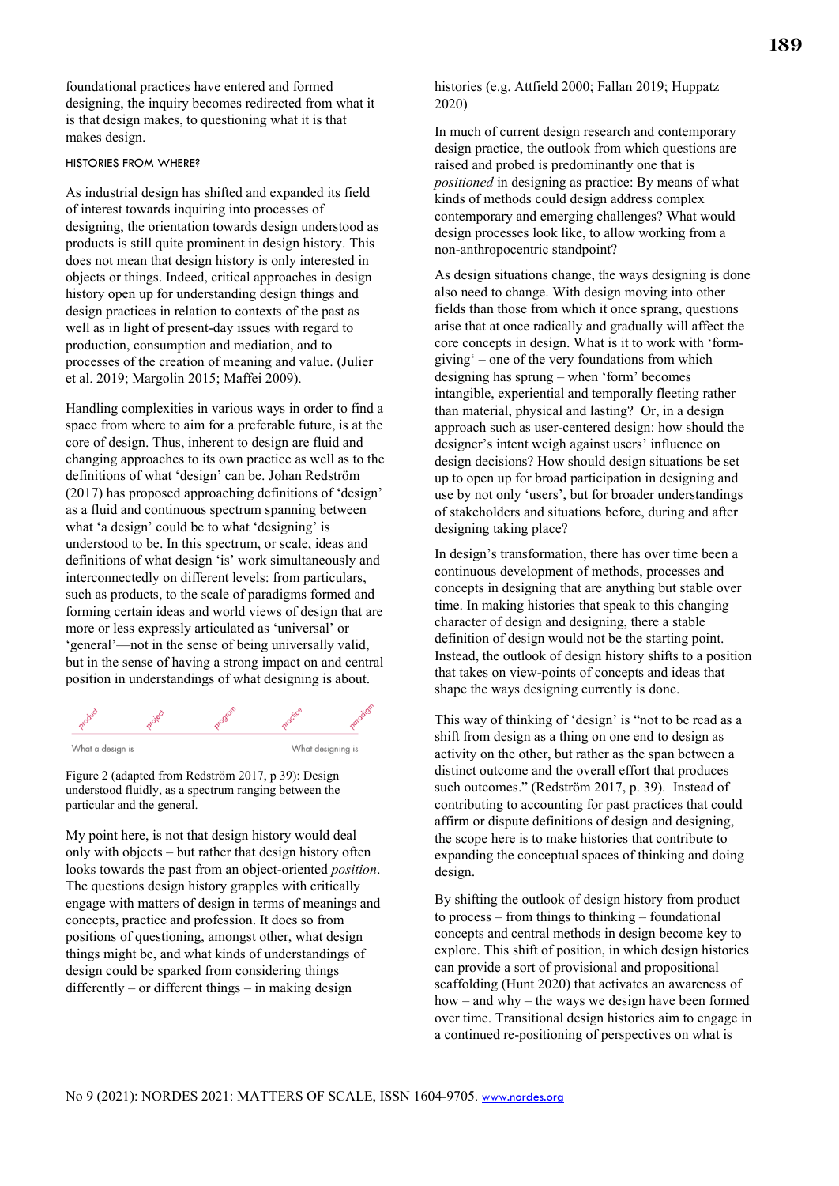foundational practices have entered and formed designing, the inquiry becomes redirected from what it is that design makes, to questioning what it is that makes design.

### HISTORIES FROM WHERE?

As industrial design has shifted and expanded its field of interest towards inquiring into processes of designing, the orientation towards design understood as products is still quite prominent in design history. This does not mean that design history is only interested in objects or things. Indeed, critical approaches in design history open up for understanding design things and design practices in relation to contexts of the past as well as in light of present-day issues with regard to production, consumption and mediation, and to processes of the creation of meaning and value. (Julier et al. 2019; Margolin 2015; Maffei 2009).

Handling complexities in various ways in order to find a space from where to aim for a preferable future, is at the core of design. Thus, inherent to design are fluid and changing approaches to its own practice as well as to the definitions of what 'design' can be. Johan Redström (2017) has proposed approaching definitions of 'design' as a fluid and continuous spectrum spanning between what 'a design' could be to what 'designing' is understood to be. In this spectrum, or scale, ideas and definitions of what design 'is' work simultaneously and interconnectedly on different levels: from particulars, such as products, to the scale of paradigms formed and forming certain ideas and world views of design that are more or less expressly articulated as 'universal' or 'general'—not in the sense of being universally valid, but in the sense of having a strong impact on and central position in understandings of what designing is about.

product — project — program — practice — paradigm

What a design is — What designing is

Figure 2 (adapted from Redström 2017, p 39): Design understood fluidly, as a spectrum ranging between the particular and the general.

My point here, is not that design history would deal only with objects – but rather that design history often looks towards the past from an object-oriented *position*. The questions design history grapples with critically engage with matters of design in terms of meanings and concepts, practice and profession. It does so from positions of questioning, amongst other, what design things might be, and what kinds of understandings of design could be sparked from considering things differently – or different things – in making design histories (e.g. Attfield 2000; Fallan 2019; Huppatz 2020)

In much of current design research and contemporary design practice, the outlook from which questions are raised and probed is predominantly one that is *positioned* in designing as practice: By means of what kinds of methods could design address complex contemporary and emerging challenges? What would design processes look like, to allow working from a non-anthropocentric standpoint?

As design situations change, the ways designing is done also need to change. With design moving into other fields than those from which it once sprang, questions arise that at once radically and gradually will affect the core concepts in design. What is it to work with 'form-giving' – one of the very foundations from which designing has sprung – when 'form' becomes intangible, experiential and temporally fleeting rather than material, physical and lasting? Or, in a design approach such as user-centered design: how should the designer's intent weigh against users' influence on design decisions? How should design situations be set up to open up for broad participation in designing and use by not only 'users', but for broader understandings of stakeholders and situations before, during and after designing taking place?

In design's transformation, there has over time been a continuous development of methods, processes and concepts in designing that are anything but stable over time. In making histories that speak to this changing character of design and designing, there a stable definition of design would not be the starting point. Instead, the outlook of design history shifts to a position that takes on view-points of concepts and ideas that shape the ways designing currently is done.

This way of thinking of 'design' is "not to be read as a shift from design as a thing on one end to design as activity on the other, but rather as the span between a distinct outcome and the overall effort that produces such outcomes." (Redström 2017, p. 39). Instead of contributing to accounting for past practices that could affirm or dispute definitions of design and designing, the scope here is to make histories that contribute to expanding the conceptual spaces of thinking and doing design.

By shifting the outlook of design history from product to process – from things to thinking – foundational concepts and central methods in design become key to explore. This shift of position, in which design histories can provide a sort of provisional and propositional scaffolding (Hunt 2020) that activates an awareness of how – and why – the ways we design have been formed over time. Transitional design histories aim to engage in a continued re-positioning of perspectives on what is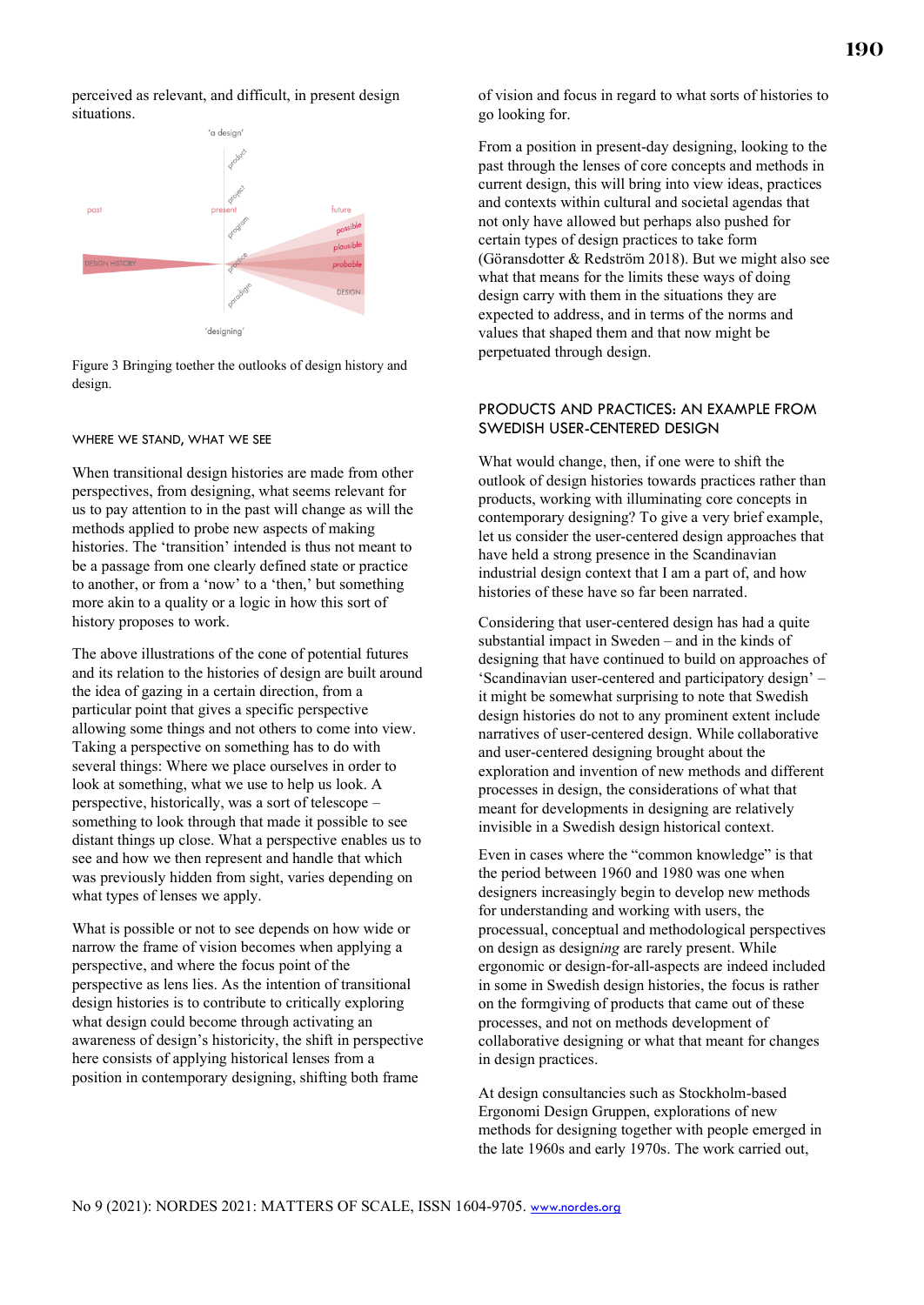perceived as relevant, and difficult, in present design situations.

Figure 3 Bringing toether the outlooks of design history and design.

WHERE WE STAND, WHAT WE SEE

When transitional design histories are made from other perspectives, from designing, what seems relevant for us to pay attention to in the past will change as will the methods applied to probe new aspects of making histories. The 'transition' intended is thus not meant to be a passage from one clearly defined state or practice to another, or from a 'now' to a 'then,' but something more akin to a quality or a logic in how this sort of history proposes to work.

The above illustrations of the cone of potential futures and its relation to the histories of design are built around the idea of gazing in a certain direction, from a particular point that gives a specific perspective allowing some things and not others to come into view. Taking a perspective on something has to do with several things: Where we place ourselves in order to look at something, what we use to help us look. A perspective, historically, was a sort of telescope – something to look through that made it possible to see distant things up close. What a perspective enables us to see and how we then represent and handle that which was previously hidden from sight, varies depending on what types of lenses we apply.

What is possible or not to see depends on how wide or narrow the frame of vision becomes when applying a perspective, and where the focus point of the perspective as lens lies. As the intention of transitional design histories is to contribute to critically exploring what design could become through activating an awareness of design's historicity, the shift in perspective here consists of applying historical lenses from a position in contemporary designing, shifting both frame of vision and focus in regard to what sorts of histories to go looking for.

From a position in present-day designing, looking to the past through the lenses of core concepts and methods in current design, this will bring into view ideas, practices and contexts within cultural and societal agendas that not only have allowed but perhaps also pushed for certain types of design practices to take form (Göransdotter & Redström 2018). But we might also see what that means for the limits these ways of doing design carry with them in the situations they are expected to address, and in terms of the norms and values that shaped them and that now might be perpetuated through design.

PRODUCTS AND PRACTICES: AN EXAMPLE FROM SWEDISH USER-CENTERED DESIGN

What would change, then, if one were to shift the outlook of design histories towards practices rather than products, working with illuminating core concepts in contemporary designing? To give a very brief example, let us consider the user-centered design approaches that have held a strong presence in the Scandinavian industrial design context that I am a part of, and how histories of these have so far been narrated.

Considering that user-centered design has had a quite substantial impact in Sweden – and in the kinds of designing that have continued to build on approaches of 'Scandinavian user-centered and participatory design' – it might be somewhat surprising to note that Swedish design histories do not to any prominent extent include narratives of user-centered design. While collaborative and user-centered designing brought about the exploration and invention of new methods and different processes in design, the considerations of what that meant for developments in designing are relatively invisible in a Swedish design historical context.

Even in cases where the "common knowledge" is that the period between 1960 and 1980 was one when designers increasingly begin to develop new methods for understanding and working with users, the processual, conceptual and methodological perspectives on design as design*ing* are rarely present. While ergonomic or design-for-all-aspects are indeed included in some in Swedish design histories, the focus is rather on the formgiving of products that came out of these processes, and not on methods development of collaborative designing or what that meant for changes in design practices.

At design consultancies such as Stockholm-based Ergonomi Design Gruppen, explorations of new methods for designing together with people emerged in the late 1960s and early 1970s. The work carried out,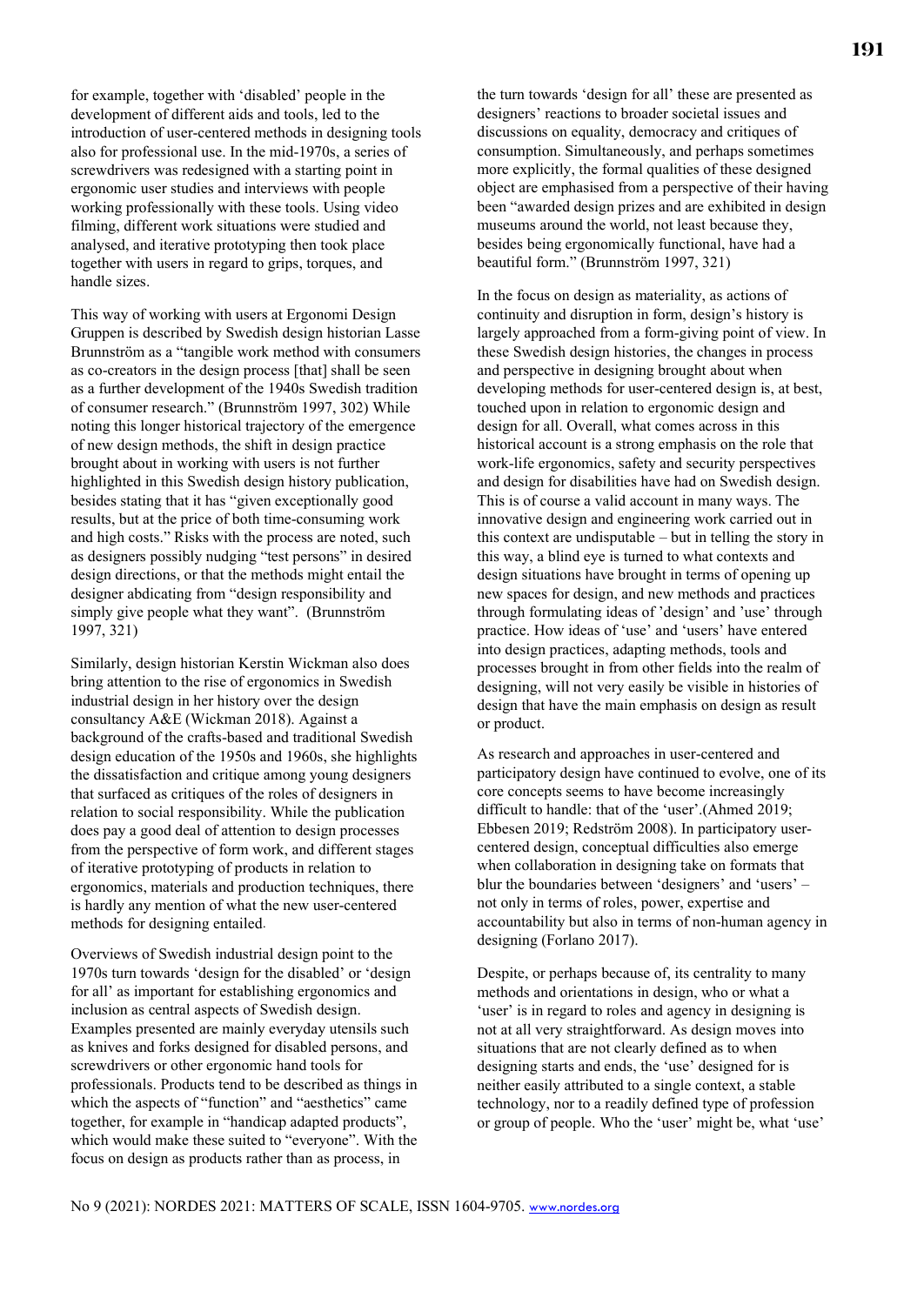for example, together with 'disabled' people in the development of different aids and tools, led to the introduction of user-centered methods in designing tools also for professional use. In the mid-1970s, a series of screwdrivers was redesigned with a starting point in ergonomic user studies and interviews with people working professionally with these tools. Using video filming, different work situations were studied and analysed, and iterative prototyping then took place together with users in regard to grips, torques, and handle sizes.

This way of working with users at Ergonomi Design Gruppen is described by Swedish design historian Lasse Brunnström as a "tangible work method with consumers as co-creators in the design process [that] shall be seen as a further development of the 1940s Swedish tradition of consumer research." (Brunnström 1997, 302) While noting this longer historical trajectory of the emergence of new design methods, the shift in design practice brought about in working with users is not further highlighted in this Swedish design history publication, besides stating that it has "given exceptionally good results, but at the price of both time-consuming work and high costs." Risks with the process are noted, such as designers possibly nudging "test persons" in desired design directions, or that the methods might entail the designer abdicating from "design responsibility and simply give people what they want". (Brunnström 1997, 321)

Similarly, design historian Kerstin Wickman also does bring attention to the rise of ergonomics in Swedish industrial design in her history over the design consultancy A&E (Wickman 2018). Against a background of the crafts-based and traditional Swedish design education of the 1950s and 1960s, she highlights the dissatisfaction and critique among young designers that surfaced as critiques of the roles of designers in relation to social responsibility. While the publication does pay a good deal of attention to design processes from the perspective of form work, and different stages of iterative prototyping of products in relation to ergonomics, materials and production techniques, there is hardly any mention of what the new user-centered methods for designing entailed.

Overviews of Swedish industrial design point to the 1970s turn towards 'design for the disabled' or 'design for all' as important for establishing ergonomics and inclusion as central aspects of Swedish design. Examples presented are mainly everyday utensils such as knives and forks designed for disabled persons, and screwdrivers or other ergonomic hand tools for professionals. Products tend to be described as things in which the aspects of "function" and "aesthetics" came together, for example in "handicap adapted products", which would make these suited to "everyone". With the focus on design as products rather than as process, in the turn towards 'design for all' these are presented as designers' reactions to broader societal issues and discussions on equality, democracy and critiques of consumption. Simultaneously, and perhaps sometimes more explicitly, the formal qualities of these designed object are emphasised from a perspective of their having been "awarded design prizes and are exhibited in design museums around the world, not least because they, besides being ergonomically functional, have had a beautiful form." (Brunnström 1997, 321)

In the focus on design as materiality, as actions of continuity and disruption in form, design's history is largely approached from a form-giving point of view. In these Swedish design histories, the changes in process and perspective in designing brought about when developing methods for user-centered design is, at best, touched upon in relation to ergonomic design and design for all. Overall, what comes across in this historical account is a strong emphasis on the role that work-life ergonomics, safety and security perspectives and design for disabilities have had on Swedish design. This is of course a valid account in many ways. The innovative design and engineering work carried out in this context are undisputable – but in telling the story in this way, a blind eye is turned to what contexts and design situations have brought in terms of opening up new spaces for design, and new methods and practices through formulating ideas of 'design' and 'use' through practice. How ideas of 'use' and 'users' have entered into design practices, adapting methods, tools and processes brought in from other fields into the realm of designing, will not very easily be visible in histories of design that have the main emphasis on design as result or product.

As research and approaches in user-centered and participatory design have continued to evolve, one of its core concepts seems to have become increasingly difficult to handle: that of the 'user'.(Ahmed 2019; Ebbesen 2019; Redström 2008). In participatory user-centered design, conceptual difficulties also emerge when collaboration in designing take on formats that blur the boundaries between 'designers' and 'users' – not only in terms of roles, power, expertise and accountability but also in terms of non-human agency in designing (Forlano 2017).

Despite, or perhaps because of, its centrality to many methods and orientations in design, who or what a 'user' is in regard to roles and agency in designing is not at all very straightforward. As design moves into situations that are not clearly defined as to when designing starts and ends, the 'use' designed for is neither easily attributed to a single context, a stable technology, nor to a readily defined type of profession or group of people. Who the 'user' might be, what 'use'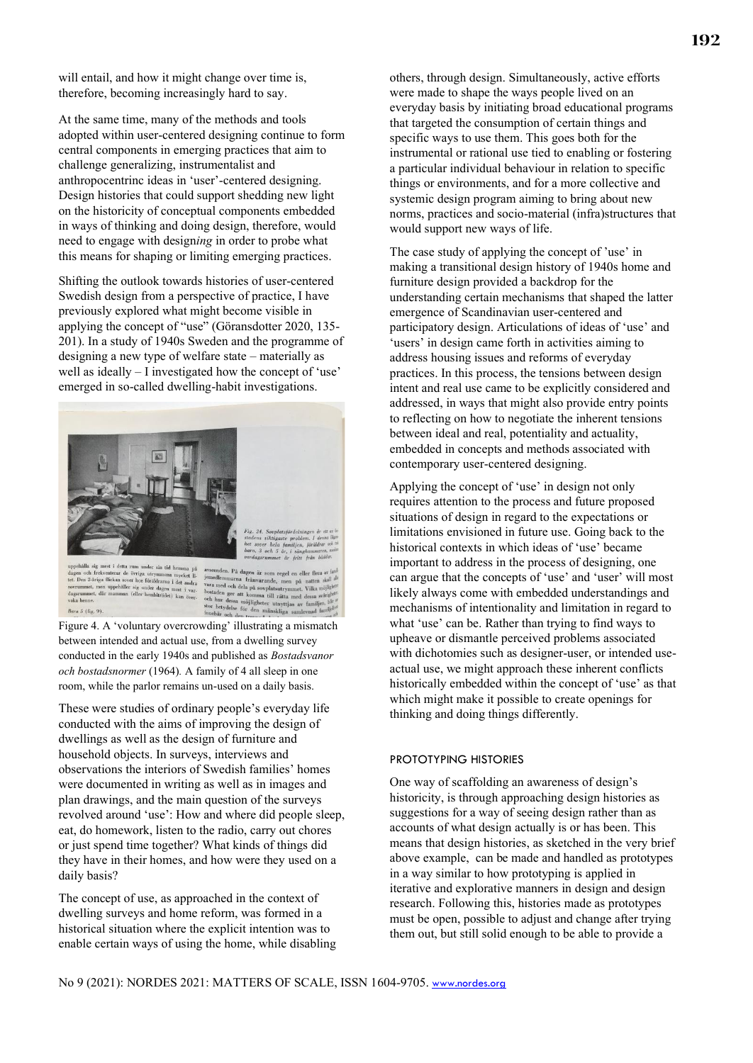will entail, and how it might change over time is, therefore, becoming increasingly hard to say.

At the same time, many of the methods and tools adopted within user-centered designing continue to form central components in emerging practices that aim to challenge generalizing, instrumentalist and anthropocentrinc ideas in 'user'-centered designing. Design histories that could support shedding new light on the historicity of conceptual components embedded in ways of thinking and doing design, therefore, would need to engage with design*ing* in order to probe what this means for shaping or limiting emerging practices.

Shifting the outlook towards histories of user-centered Swedish design from a perspective of practice, I have previously explored what might become visible in applying the concept of "use" (Göransdotter 2020, 135-201). In a study of 1940s Sweden and the programme of designing a new type of welfare state – materially as well as ideally – I investigated how the concept of 'use' emerged in so-called dwelling-habit investigations.

Figure 4. A 'voluntary overcrowding' illustrating a mismatch between intended and actual use, from a dwelling survey conducted in the early 1940s and published as *Bostadsvanor och bostadsnormer* (1964). A family of 4 all sleep in one room, while the parlor remains un-used on a daily basis.

These were studies of ordinary people's everyday life conducted with the aims of improving the design of dwellings as well as the design of furniture and household objects. In surveys, interviews and observations the interiors of Swedish families' homes were documented in writing as well as in images and plan drawings, and the main question of the surveys revolved around 'use': How and where did people sleep, eat, do homework, listen to the radio, carry out chores or just spend time together? What kinds of things did they have in their homes, and how were they used on a daily basis?

The concept of use, as approached in the context of dwelling surveys and home reform, was formed in a historical situation where the explicit intention was to enable certain ways of using the home, while disabling others, through design. Simultaneously, active efforts were made to shape the ways people lived on an everyday basis by initiating broad educational programs that targeted the consumption of certain things and specific ways to use them. This goes both for the instrumental or rational use tied to enabling or fostering a particular individual behaviour in relation to specific things or environments, and for a more collective and systemic design program aiming to bring about new norms, practices and socio-material (infra)structures that would support new ways of life.

The case study of applying the concept of 'use' in making a transitional design history of 1940s home and furniture design provided a backdrop for the understanding certain mechanisms that shaped the latter emergence of Scandinavian user-centered and participatory design. Articulations of ideas of 'use' and 'users' in design came forth in activities aiming to address housing issues and reforms of everyday practices. In this process, the tensions between design intent and real use came to be explicitly considered and addressed, in ways that might also provide entry points to reflecting on how to negotiate the inherent tensions between ideal and real, potentiality and actuality, embedded in concepts and methods associated with contemporary user-centered designing.

Applying the concept of 'use' in design not only requires attention to the process and future proposed situations of design in regard to the expectations or limitations envisioned in future use. Going back to the historical contexts in which ideas of 'use' became important to address in the process of designing, one can argue that the concepts of 'use' and 'user' will most likely always come with embedded understandings and mechanisms of intentionality and limitation in regard to what 'use' can be. Rather than trying to find ways to upheave or dismantle perceived problems associated with dichotomies such as designer-user, or intended use-actual use, we might approach these inherent conflicts historically embedded within the concept of 'use' as that which might make it possible to create openings for thinking and doing things differently.

## PROTOTYPING HISTORIES

One way of scaffolding an awareness of design's historicity, is through approaching design histories as suggestions for a way of seeing design rather than as accounts of what design actually is or has been. This means that design histories, as sketched in the very brief above example, can be made and handled as prototypes in a way similar to how prototyping is applied in iterative and explorative manners in design and design research. Following this, histories made as prototypes must be open, possible to adjust and change after trying them out, but still solid enough to be able to provide a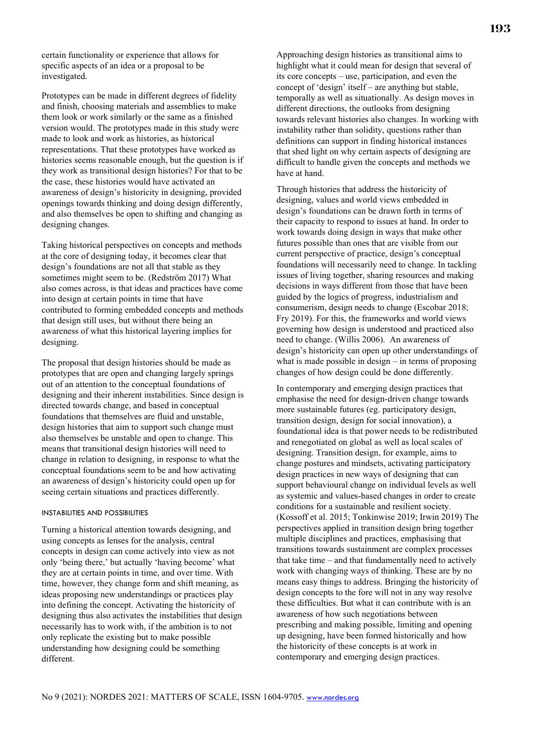certain functionality or experience that allows for specific aspects of an idea or a proposal to be investigated.

Prototypes can be made in different degrees of fidelity and finish, choosing materials and assemblies to make them look or work similarly or the same as a finished version would. The prototypes made in this study were made to look and work as histories, as historical representations. That these prototypes have worked as histories seems reasonable enough, but the question is if they work as transitional design histories? For that to be the case, these histories would have activated an awareness of design's historicity in designing, provided openings towards thinking and doing design differently, and also themselves be open to shifting and changing as designing changes.

Taking historical perspectives on concepts and methods at the core of designing today, it becomes clear that design's foundations are not all that stable as they sometimes might seem to be. (Redström 2017) What also comes across, is that ideas and practices have come into design at certain points in time that have contributed to forming embedded concepts and methods that design still uses, but without there being an awareness of what this historical layering implies for designing.

The proposal that design histories should be made as prototypes that are open and changing largely springs out of an attention to the conceptual foundations of designing and their inherent instabilities. Since design is directed towards change, and based in conceptual foundations that themselves are fluid and unstable, design histories that aim to support such change must also themselves be unstable and open to change. This means that transitional design histories will need to change in relation to designing, in response to what the conceptual foundations seem to be and how activating an awareness of design's historicity could open up for seeing certain situations and practices differently.

### INSTABILITIES AND POSSIBILITIES

Turning a historical attention towards designing, and using concepts as lenses for the analysis, central concepts in design can come actively into view as not only 'being there,' but actually 'having become' what they are at certain points in time, and over time. With time, however, they change form and shift meaning, as ideas proposing new understandings or practices play into defining the concept. Activating the historicity of designing thus also activates the instabilities that design necessarily has to work with, if the ambition is to not only replicate the existing but to make possible understanding how designing could be something different.

Approaching design histories as transitional aims to highlight what it could mean for design that several of its core concepts – use, participation, and even the concept of 'design' itself – are anything but stable, temporally as well as situationally. As design moves in different directions, the outlooks from designing towards relevant histories also changes. In working with instability rather than solidity, questions rather than definitions can support in finding historical instances that shed light on why certain aspects of designing are difficult to handle given the concepts and methods we have at hand.

Through histories that address the historicity of designing, values and world views embedded in design's foundations can be drawn forth in terms of their capacity to respond to issues at hand. In order to work towards doing design in ways that make other futures possible than ones that are visible from our current perspective of practice, design's conceptual foundations will necessarily need to change. In tackling issues of living together, sharing resources and making decisions in ways different from those that have been guided by the logics of progress, industrialism and consumerism, design needs to change (Escobar 2018; Fry 2019). For this, the frameworks and world views governing how design is understood and practiced also need to change. (Willis 2006). An awareness of design's historicity can open up other understandings of what is made possible in design – in terms of proposing changes of how design could be done differently.

In contemporary and emerging design practices that emphasise the need for design-driven change towards more sustainable futures (eg. participatory design, transition design, design for social innovation), a foundational idea is that power needs to be redistributed and renegotiated on global as well as local scales of designing. Transition design, for example, aims to change postures and mindsets, activating participatory design practices in new ways of designing that can support behavioural change on individual levels as well as systemic and values-based changes in order to create conditions for a sustainable and resilient society. (Kossoff et al. 2015; Tonkinwise 2019; Irwin 2019) The perspectives applied in transition design bring together multiple disciplines and practices, emphasising that transitions towards sustainment are complex processes that take time – and that fundamentally need to actively work with changing ways of thinking. These are by no means easy things to address. Bringing the historicity of design concepts to the fore will not in any way resolve these difficulties. But what it can contribute with is an awareness of how such negotiations between prescribing and making possible, limiting and opening up designing, have been formed historically and how the historicity of these concepts is at work in contemporary and emerging design practices.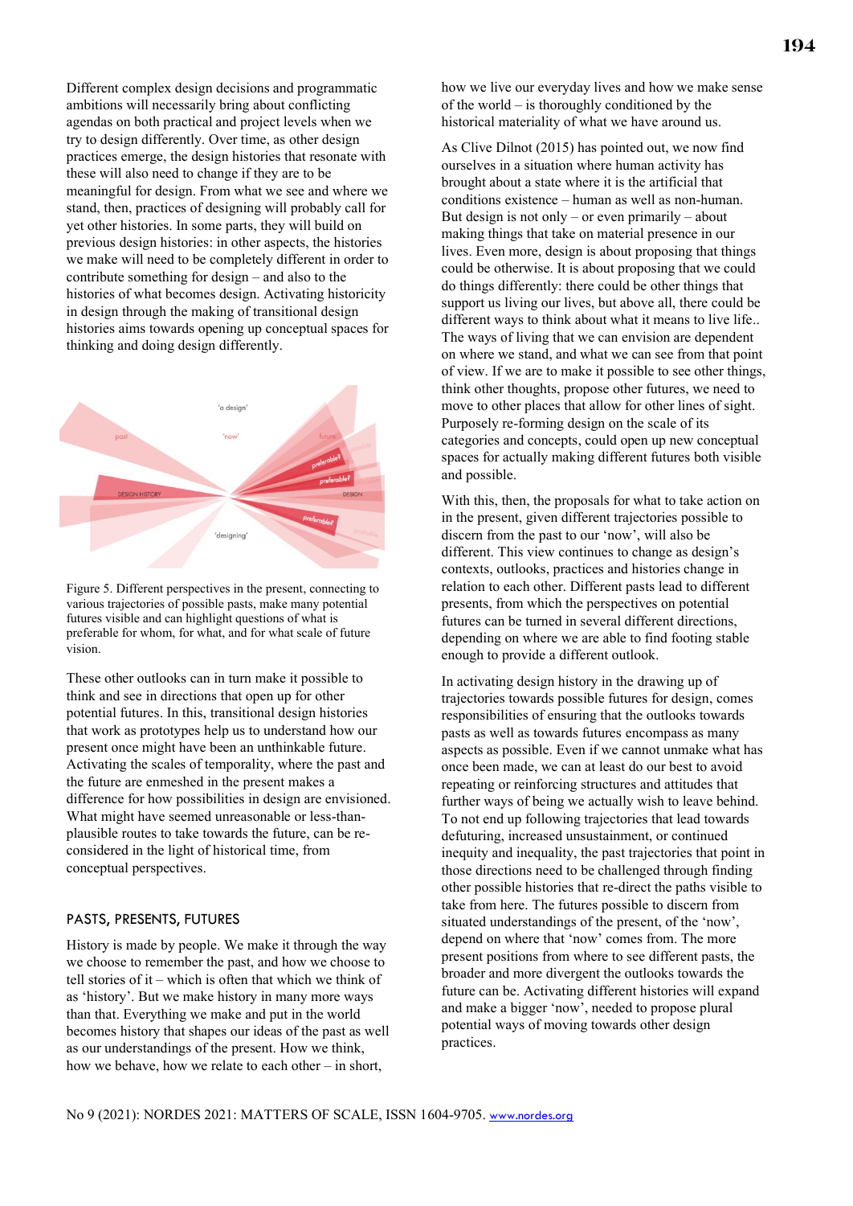Different complex design decisions and programmatic ambitions will necessarily bring about conflicting agendas on both practical and project levels when we try to design differently. Over time, as other design practices emerge, the design histories that resonate with these will also need to change if they are to be meaningful for design. From what we see and where we stand, then, practices of designing will probably call for yet other histories. In some parts, they will build on previous design histories: in other aspects, the histories we make will need to be completely different in order to contribute something for design – and also to the histories of what becomes design. Activating historicity in design through the making of transitional design histories aims towards opening up conceptual spaces for thinking and doing design differently.

Figure 5. Different perspectives in the present, connecting to various trajectories of possible pasts, make many potential futures visible and can highlight questions of what is preferable for whom, for what, and for what scale of future vision.

These other outlooks can in turn make it possible to think and see in directions that open up for other potential futures. In this, transitional design histories that work as prototypes help us to understand how our present once might have been an unthinkable future. Activating the scales of temporality, where the past and the future are enmeshed in the present makes a difference for how possibilities in design are envisioned. What might have seemed unreasonable or less-than-plausible routes to take towards the future, can be re-considered in the light of historical time, from conceptual perspectives.

## PASTS, PRESENTS, FUTURES

History is made by people. We make it through the way we choose to remember the past, and how we choose to tell stories of it – which is often that which we think of as 'history'. But we make history in many more ways than that. Everything we make and put in the world becomes history that shapes our ideas of the past as well as our understandings of the present. How we think, how we behave, how we relate to each other – in short, how we live our everyday lives and how we make sense of the world – is thoroughly conditioned by the historical materiality of what we have around us.

As Clive Dilnot (2015) has pointed out, we now find ourselves in a situation where human activity has brought about a state where it is the artificial that conditions existence – human as well as non-human. But design is not only – or even primarily – about making things that take on material presence in our lives. Even more, design is about proposing that things could be otherwise. It is about proposing that we could do things differently: there could be other things that support us living our lives, but above all, there could be different ways to think about what it means to live life.. The ways of living that we can envision are dependent on where we stand, and what we can see from that point of view. If we are to make it possible to see other things, think other thoughts, propose other futures, we need to move to other places that allow for other lines of sight. Purposely re-forming design on the scale of its categories and concepts, could open up new conceptual spaces for actually making different futures both visible and possible.

With this, then, the proposals for what to take action on in the present, given different trajectories possible to discern from the past to our 'now', will also be different. This view continues to change as design's contexts, outlooks, practices and histories change in relation to each other. Different pasts lead to different presents, from which the perspectives on potential futures can be turned in several different directions, depending on where we are able to find footing stable enough to provide a different outlook.

In activating design history in the drawing up of trajectories towards possible futures for design, comes responsibilities of ensuring that the outlooks towards pasts as well as towards futures encompass as many aspects as possible. Even if we cannot unmake what has once been made, we can at least do our best to avoid repeating or reinforcing structures and attitudes that further ways of being we actually wish to leave behind. To not end up following trajectories that lead towards defuturing, increased unsustainment, or continued inequity and inequality, the past trajectories that point in those directions need to be challenged through finding other possible histories that re-direct the paths visible to take from here. The futures possible to discern from situated understandings of the present, of the 'now', depend on where that 'now' comes from. The more present positions from where to see different pasts, the broader and more divergent the outlooks towards the future can be. Activating different histories will expand and make a bigger 'now', needed to propose plural potential ways of moving towards other design practices.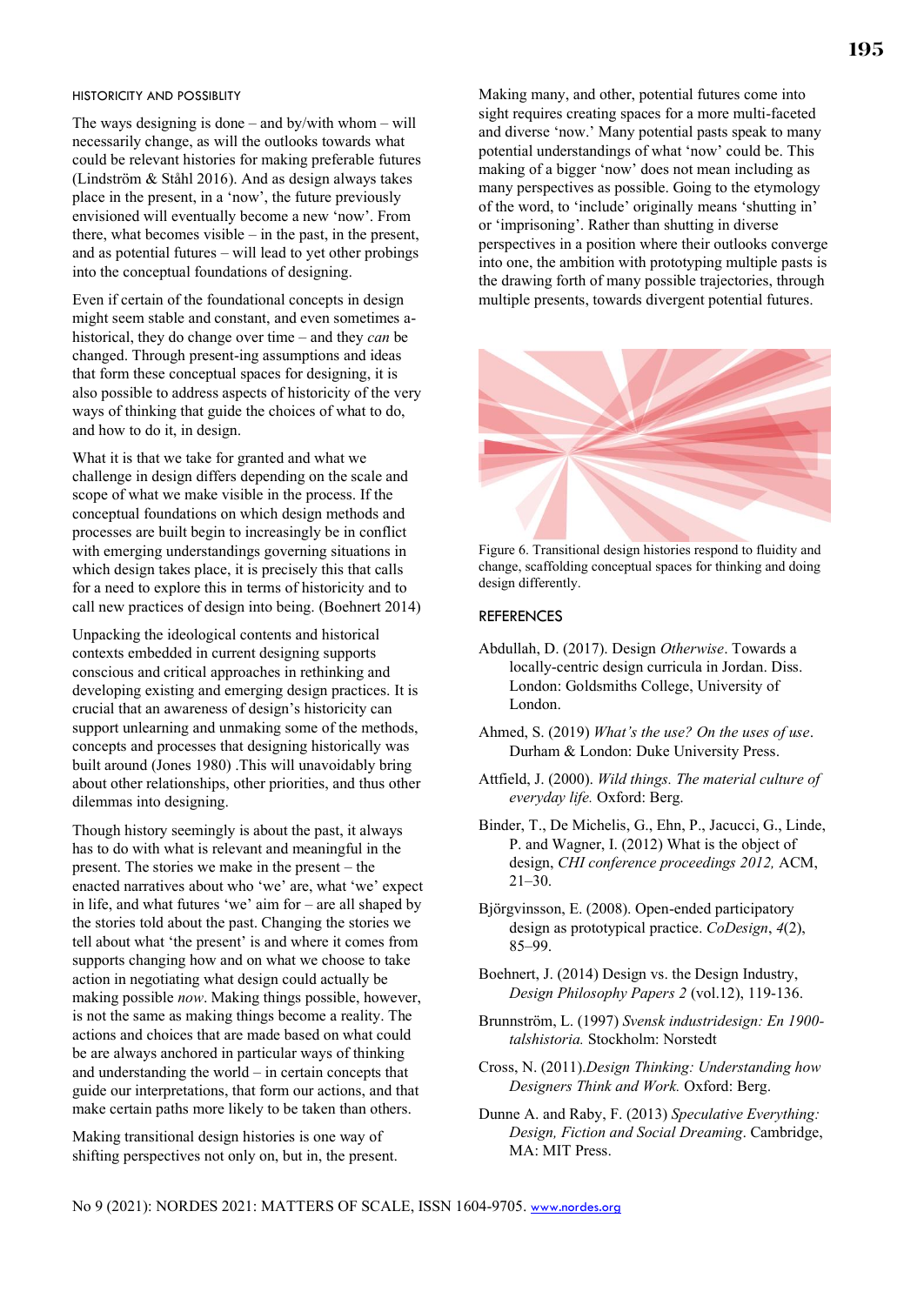#### HISTORICITY AND POSSIBLITY

The ways designing is done – and by/with whom – will necessarily change, as will the outlooks towards what could be relevant histories for making preferable futures (Lindström & Ståhl 2016). And as design always takes place in the present, in a 'now', the future previously envisioned will eventually become a new 'now'. From there, what becomes visible – in the past, in the present, and as potential futures – will lead to yet other probings into the conceptual foundations of designing.

Even if certain of the foundational concepts in design might seem stable and constant, and even sometimes a-historical, they do change over time – and they *can* be changed. Through present-ing assumptions and ideas that form these conceptual spaces for designing, it is also possible to address aspects of historicity of the very ways of thinking that guide the choices of what to do, and how to do it, in design.

What it is that we take for granted and what we challenge in design differs depending on the scale and scope of what we make visible in the process. If the conceptual foundations on which design methods and processes are built begin to increasingly be in conflict with emerging understandings governing situations in which design takes place, it is precisely this that calls for a need to explore this in terms of historicity and to call new practices of design into being. (Boehnert 2014)

Unpacking the ideological contents and historical contexts embedded in current designing supports conscious and critical approaches in rethinking and developing existing and emerging design practices. It is crucial that an awareness of design's historicity can support unlearning and unmaking some of the methods, concepts and processes that designing historically was built around (Jones 1980) .This will unavoidably bring about other relationships, other priorities, and thus other dilemmas into designing.

Though history seemingly is about the past, it always has to do with what is relevant and meaningful in the present. The stories we make in the present – the enacted narratives about who 'we' are, what 'we' expect in life, and what futures 'we' aim for – are all shaped by the stories told about the past. Changing the stories we tell about what 'the present' is and where it comes from supports changing how and on what we choose to take action in negotiating what design could actually be making possible *now*. Making things possible, however, is not the same as making things become a reality. The actions and choices that are made based on what could be are always anchored in particular ways of thinking and understanding the world – in certain concepts that guide our interpretations, that form our actions, and that make certain paths more likely to be taken than others.

Making transitional design histories is one way of shifting perspectives not only on, but in, the present. Making many, and other, potential futures come into sight requires creating spaces for a more multi-faceted and diverse 'now.' Many potential pasts speak to many potential understandings of what 'now' could be. This making of a bigger 'now' does not mean including as many perspectives as possible. Going to the etymology of the word, to 'include' originally means 'shutting in' or 'imprisoning'. Rather than shutting in diverse perspectives in a position where their outlooks converge into one, the ambition with prototyping multiple pasts is the drawing forth of many possible trajectories, through multiple presents, towards divergent potential futures.

Figure 6. Transitional design histories respond to fluidity and change, scaffolding conceptual spaces for thinking and doing design differently.

#### REFERENCES

Abdullah, D. (2017). Design *Otherwise*. Towards a locally-centric design curricula in Jordan. Diss. London: Goldsmiths College, University of London.

Ahmed, S. (2019) *What's the use? On the uses of use*. Durham & London: Duke University Press.

Attfield, J. (2000). *Wild things. The material culture of everyday life.* Oxford: Berg.

Binder, T., De Michelis, G., Ehn, P., Jacucci, G., Linde, P. and Wagner, I. (2012) What is the object of design, *CHI conference proceedings 2012,* ACM, 21–30.

Björgvinsson, E. (2008). Open-ended participatory design as prototypical practice. *CoDesign*, *4*(2), 85–99.

Boehnert, J. (2014) Design vs. the Design Industry, *Design Philosophy Papers 2* (vol.12), 119-136.

Brunnström, L. (1997) *Svensk industridesign: En 1900-talshistoria.* Stockholm: Norstedt

Cross, N. (2011).*Design Thinking: Understanding how Designers Think and Work.* Oxford: Berg.

Dunne A. and Raby, F. (2013) *Speculative Everything: Design, Fiction and Social Dreaming*. Cambridge, MA: MIT Press.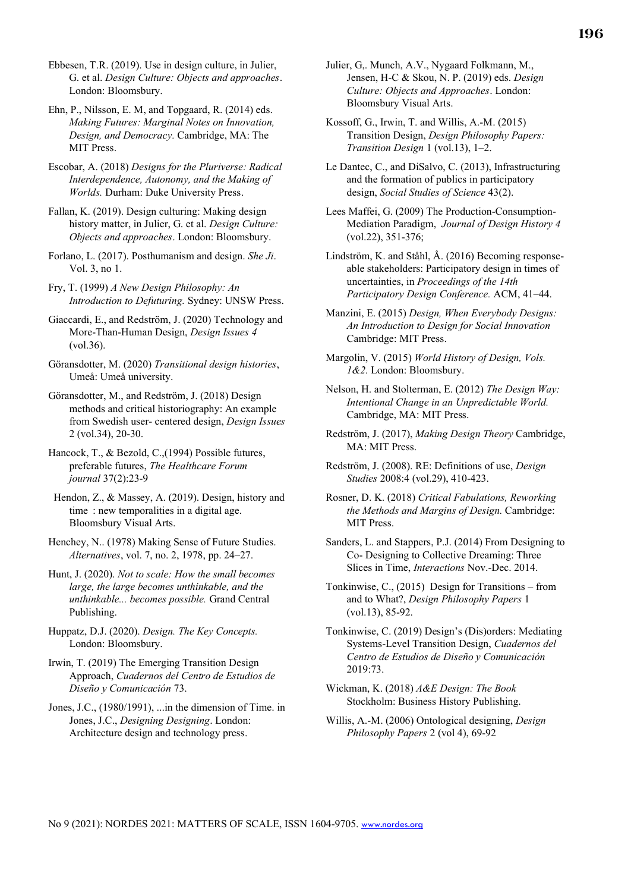Ebbesen, T.R. (2019). Use in design culture, in Julier, G. et al. *Design Culture: Objects and approaches*. London: Bloomsbury.

Ehn, P., Nilsson, E. M, and Topgaard, R. (2014) eds. *Making Futures: Marginal Notes on Innovation, Design, and Democracy.* Cambridge, MA: The MIT Press.

Escobar, A. (2018) *Designs for the Pluriverse: Radical Interdependence, Autonomy, and the Making of Worlds.* Durham: Duke University Press.

Fallan, K. (2019). Design culturing: Making design history matter, in Julier, G. et al. *Design Culture: Objects and approaches*. London: Bloomsbury.

Forlano, L. (2017). Posthumanism and design. *She Ji*. Vol. 3, no 1.

Fry, T. (1999) *A New Design Philosophy: An Introduction to Defuturing.* Sydney: UNSW Press.

Giaccardi, E., and Redström, J. (2020) Technology and More-Than-Human Design, *Design Issues 4* (vol.36).

Göransdotter, M. (2020) *Transitional design histories*, Umeå: Umeå university.

Göransdotter, M., and Redström, J. (2018) Design methods and critical historiography: An example from Swedish user- centered design, *Design Issues* 2 (vol.34), 20-30.

Hancock, T., & Bezold, C.,(1994) Possible futures, preferable futures, *The Healthcare Forum journal* 37(2):23-9

Hendon, Z., & Massey, A. (2019). Design, history and time : new temporalities in a digital age. Bloomsbury Visual Arts.

Henchey, N.. (1978) Making Sense of Future Studies. *Alternatives*, vol. 7, no. 2, 1978, pp. 24–27.

Hunt, J. (2020). *Not to scale: How the small becomes large, the large becomes unthinkable, and the unthinkable... becomes possible.* Grand Central Publishing.

Huppatz, D.J. (2020). *Design. The Key Concepts.* London: Bloomsbury.

Irwin, T. (2019) The Emerging Transition Design Approach, *Cuadernos del Centro de Estudios de Diseño y Comunicación* 73.

Jones, J.C., (1980/1991), ...in the dimension of Time. in Jones, J.C., *Designing Designing*. London: Architecture design and technology press.

Julier, G,. Munch, A.V., Nygaard Folkmann, M., Jensen, H-C & Skou, N. P. (2019) eds. *Design Culture: Objects and Approaches*. London: Bloomsbury Visual Arts.

Kossoff, G., Irwin, T. and Willis, A.-M. (2015) Transition Design, *Design Philosophy Papers: Transition Design* 1 (vol.13), 1–2.

Le Dantec, C., and DiSalvo, C. (2013), Infrastructuring and the formation of publics in participatory design, *Social Studies of Science* 43(2).

Lees Maffei, G. (2009) The Production-Consumption-Mediation Paradigm, *Journal of Design History 4* (vol.22), 351-376;

Lindström, K. and Ståhl, Å. (2016) Becoming response-able stakeholders: Participatory design in times of uncertainties, in *Proceedings of the 14th Participatory Design Conference.* ACM, 41–44.

Manzini, E. (2015) *Design, When Everybody Designs: An Introduction to Design for Social Innovation* Cambridge: MIT Press.

Margolin, V. (2015) *World History of Design, Vols. 1&2.* London: Bloomsbury.

Nelson, H. and Stolterman, E. (2012) *The Design Way: Intentional Change in an Unpredictable World.* Cambridge, MA: MIT Press.

Redström, J. (2017), *Making Design Theory* Cambridge, MA: MIT Press.

Redström, J. (2008). RE: Definitions of use, *Design Studies* 2008:4 (vol.29), 410-423.

Rosner, D. K. (2018) *Critical Fabulations, Reworking the Methods and Margins of Design.* Cambridge: MIT Press.

Sanders, L. and Stappers, P.J. (2014) From Designing to Co- Designing to Collective Dreaming: Three Slices in Time, *Interactions* Nov.-Dec. 2014.

Tonkinwise, C., (2015) Design for Transitions – from and to What?, *Design Philosophy Papers* 1 (vol.13), 85-92.

Tonkinwise, C. (2019) Design's (Dis)orders: Mediating Systems-Level Transition Design, *Cuadernos del Centro de Estudios de Diseño y Comunicación* 2019:73.

Wickman, K. (2018) *A&E Design: The Book* Stockholm: Business History Publishing.

Willis, A.-M. (2006) Ontological designing, *Design Philosophy Papers* 2 (vol 4), 69-92